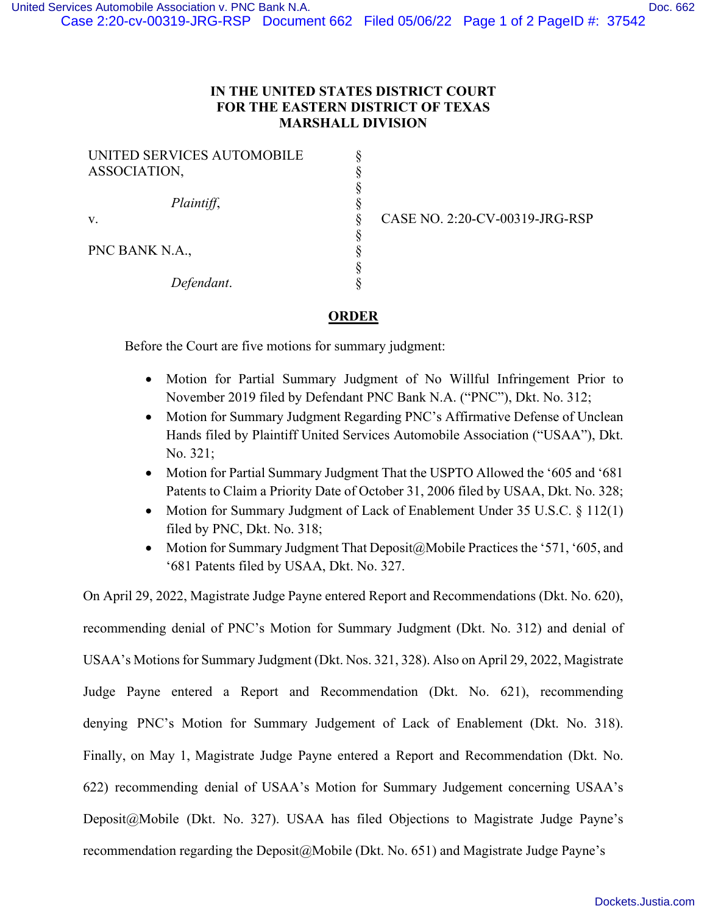IN THE UNITED STATES DISTRICT COURT
FOR THE EASTERN DISTRICT OF TEXAS
MARSHALL DIVISION

| | | |
|---|---|---|
| UNITED SERVICES AUTOMOBILE ASSOCIATION, | § | |
| | § | |
| *Plaintiff*, | § | |
| v. | § | CASE NO. 2:20-CV-00319-JRG-RSP |
| | § | |
| PNC BANK N.A., | § | |
| | § | |
| *Defendant*. | § | |

## ORDER

Before the Court are five motions for summary judgment:

- Motion for Partial Summary Judgment of No Willful Infringement Prior to November 2019 filed by Defendant PNC Bank N.A. ("PNC"), Dkt. No. 312;
- Motion for Summary Judgment Regarding PNC's Affirmative Defense of Unclean Hands filed by Plaintiff United Services Automobile Association ("USAA"), Dkt. No. 321;
- Motion for Partial Summary Judgment That the USPTO Allowed the '605 and '681 Patents to Claim a Priority Date of October 31, 2006 filed by USAA, Dkt. No. 328;
- Motion for Summary Judgment of Lack of Enablement Under 35 U.S.C. § 112(1) filed by PNC, Dkt. No. 318;
- Motion for Summary Judgment That Deposit@Mobile Practices the '571, '605, and '681 Patents filed by USAA, Dkt. No. 327.

On April 29, 2022, Magistrate Judge Payne entered Report and Recommendations (Dkt. No. 620), recommending denial of PNC's Motion for Summary Judgment (Dkt. No. 312) and denial of USAA's Motions for Summary Judgment (Dkt. Nos. 321, 328). Also on April 29, 2022, Magistrate Judge Payne entered a Report and Recommendation (Dkt. No. 621), recommending denying PNC's Motion for Summary Judgement of Lack of Enablement (Dkt. No. 318). Finally, on May 1, Magistrate Judge Payne entered a Report and Recommendation (Dkt. No. 622) recommending denial of USAA's Motion for Summary Judgement concerning USAA's Deposit@Mobile (Dkt. No. 327). USAA has filed Objections to Magistrate Judge Payne's recommendation regarding the Deposit@Mobile (Dkt. No. 651) and Magistrate Judge Payne's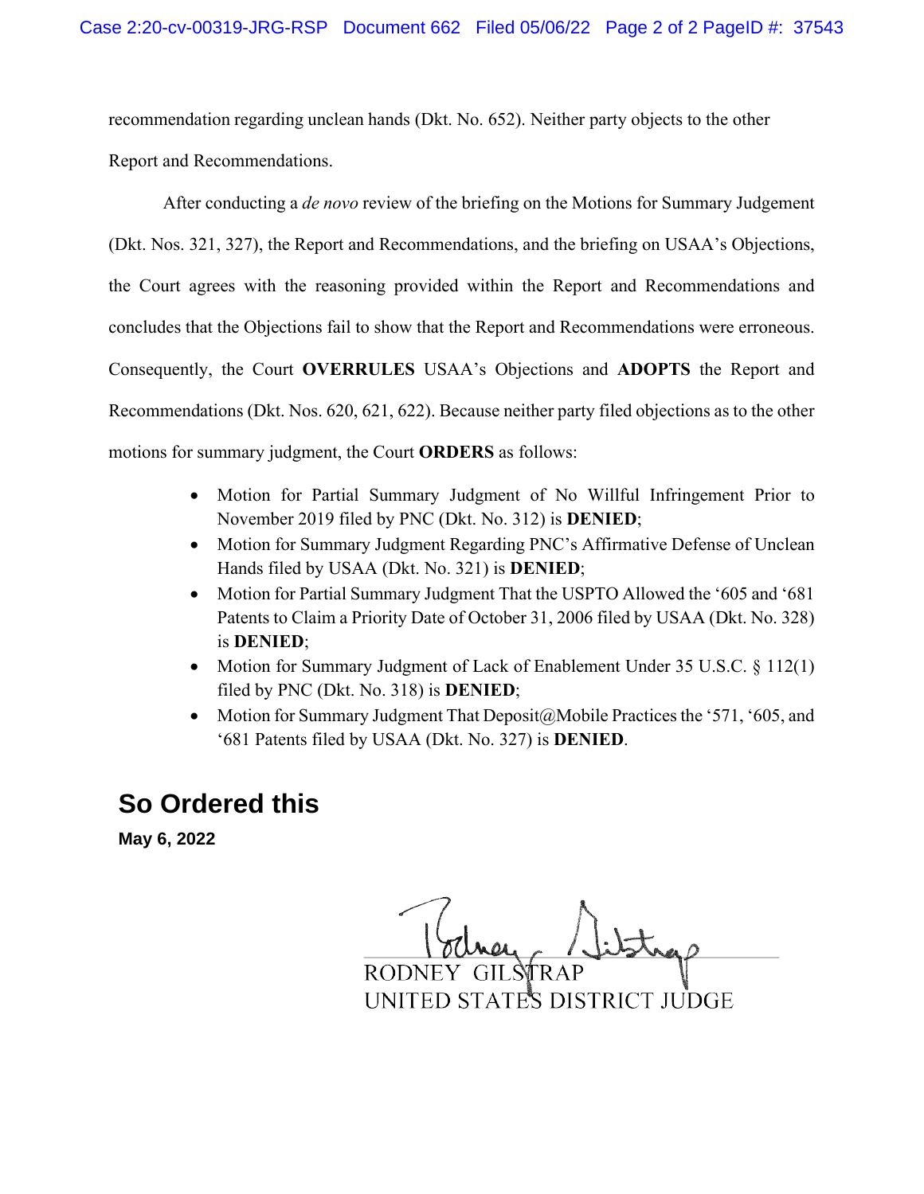recommendation regarding unclean hands (Dkt. No. 652). Neither party objects to the other Report and Recommendations.

After conducting a *de novo* review of the briefing on the Motions for Summary Judgement (Dkt. Nos. 321, 327), the Report and Recommendations, and the briefing on USAA's Objections, the Court agrees with the reasoning provided within the Report and Recommendations and concludes that the Objections fail to show that the Report and Recommendations were erroneous. Consequently, the Court **OVERRULES** USAA's Objections and **ADOPTS** the Report and Recommendations (Dkt. Nos. 620, 621, 622). Because neither party filed objections as to the other motions for summary judgment, the Court **ORDERS** as follows:

- Motion for Partial Summary Judgment of No Willful Infringement Prior to November 2019 filed by PNC (Dkt. No. 312) is **DENIED**;
- Motion for Summary Judgment Regarding PNC's Affirmative Defense of Unclean Hands filed by USAA (Dkt. No. 321) is **DENIED**;
- Motion for Partial Summary Judgment That the USPTO Allowed the '605 and '681 Patents to Claim a Priority Date of October 31, 2006 filed by USAA (Dkt. No. 328) is **DENIED**;
- Motion for Summary Judgment of Lack of Enablement Under 35 U.S.C. § 112(1) filed by PNC (Dkt. No. 318) is **DENIED**;
- Motion for Summary Judgment That Deposit@Mobile Practices the '571, '605, and '681 Patents filed by USAA (Dkt. No. 327) is **DENIED**.

**So Ordered this**

**May 6, 2022**

RODNEY GILSTRAP
UNITED STATES DISTRICT JUDGE